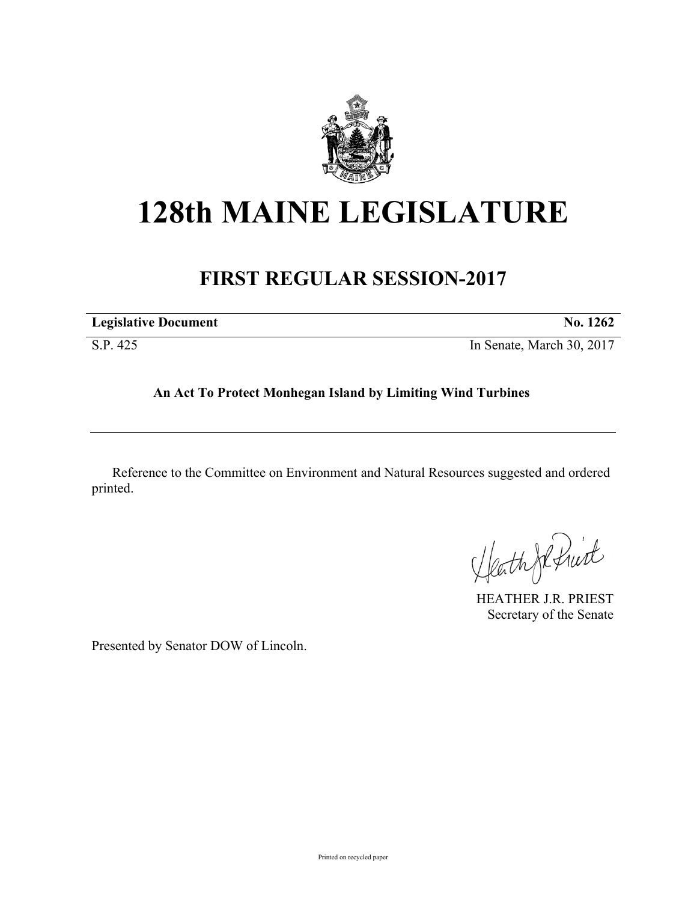# 128th MAINE LEGISLATURE

## FIRST REGULAR SESSION-2017

| **Legislative Document** | **No. 1262** |
|---|---|
| S.P. 425 | In Senate, March 30, 2017 |

**An Act To Protect Monhegan Island by Limiting Wind Turbines**

---

Reference to the Committee on Environment and Natural Resources suggested and ordered printed.

HEATHER J.R. PRIEST
Secretary of the Senate

Presented by Senator DOW of Lincoln.

Printed on recycled paper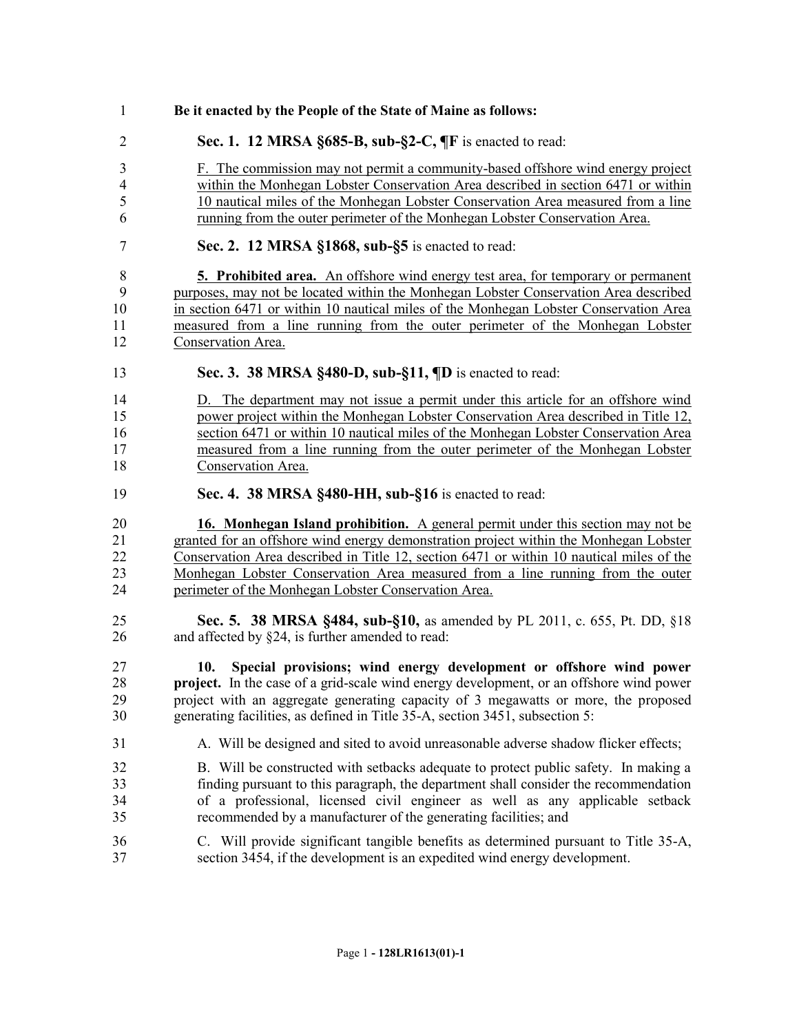**Be it enacted by the People of the State of Maine as follows:**

**Sec. 1. 12 MRSA §685-B, sub-§2-C, ¶F** is enacted to read:

F. The commission may not permit a community-based offshore wind energy project within the Monhegan Lobster Conservation Area described in section 6471 or within 10 nautical miles of the Monhegan Lobster Conservation Area measured from a line running from the outer perimeter of the Monhegan Lobster Conservation Area.

**Sec. 2. 12 MRSA §1868, sub-§5** is enacted to read:

**5. Prohibited area.** An offshore wind energy test area, for temporary or permanent purposes, may not be located within the Monhegan Lobster Conservation Area described in section 6471 or within 10 nautical miles of the Monhegan Lobster Conservation Area measured from a line running from the outer perimeter of the Monhegan Lobster Conservation Area.

**Sec. 3. 38 MRSA §480-D, sub-§11, ¶D** is enacted to read:

D. The department may not issue a permit under this article for an offshore wind power project within the Monhegan Lobster Conservation Area described in Title 12, section 6471 or within 10 nautical miles of the Monhegan Lobster Conservation Area measured from a line running from the outer perimeter of the Monhegan Lobster Conservation Area.

**Sec. 4. 38 MRSA §480-HH, sub-§16** is enacted to read:

**16. Monhegan Island prohibition.** A general permit under this section may not be granted for an offshore wind energy demonstration project within the Monhegan Lobster Conservation Area described in Title 12, section 6471 or within 10 nautical miles of the Monhegan Lobster Conservation Area measured from a line running from the outer perimeter of the Monhegan Lobster Conservation Area.

**Sec. 5. 38 MRSA §484, sub-§10,** as amended by PL 2011, c. 655, Pt. DD, §18 and affected by §24, is further amended to read:

**10. Special provisions; wind energy development or offshore wind power project.** In the case of a grid-scale wind energy development, or an offshore wind power project with an aggregate generating capacity of 3 megawatts or more, the proposed generating facilities, as defined in Title 35-A, section 3451, subsection 5:

A. Will be designed and sited to avoid unreasonable adverse shadow flicker effects;

B. Will be constructed with setbacks adequate to protect public safety. In making a finding pursuant to this paragraph, the department shall consider the recommendation of a professional, licensed civil engineer as well as any applicable setback recommended by a manufacturer of the generating facilities; and

C. Will provide significant tangible benefits as determined pursuant to Title 35-A, section 3454, if the development is an expedited wind energy development.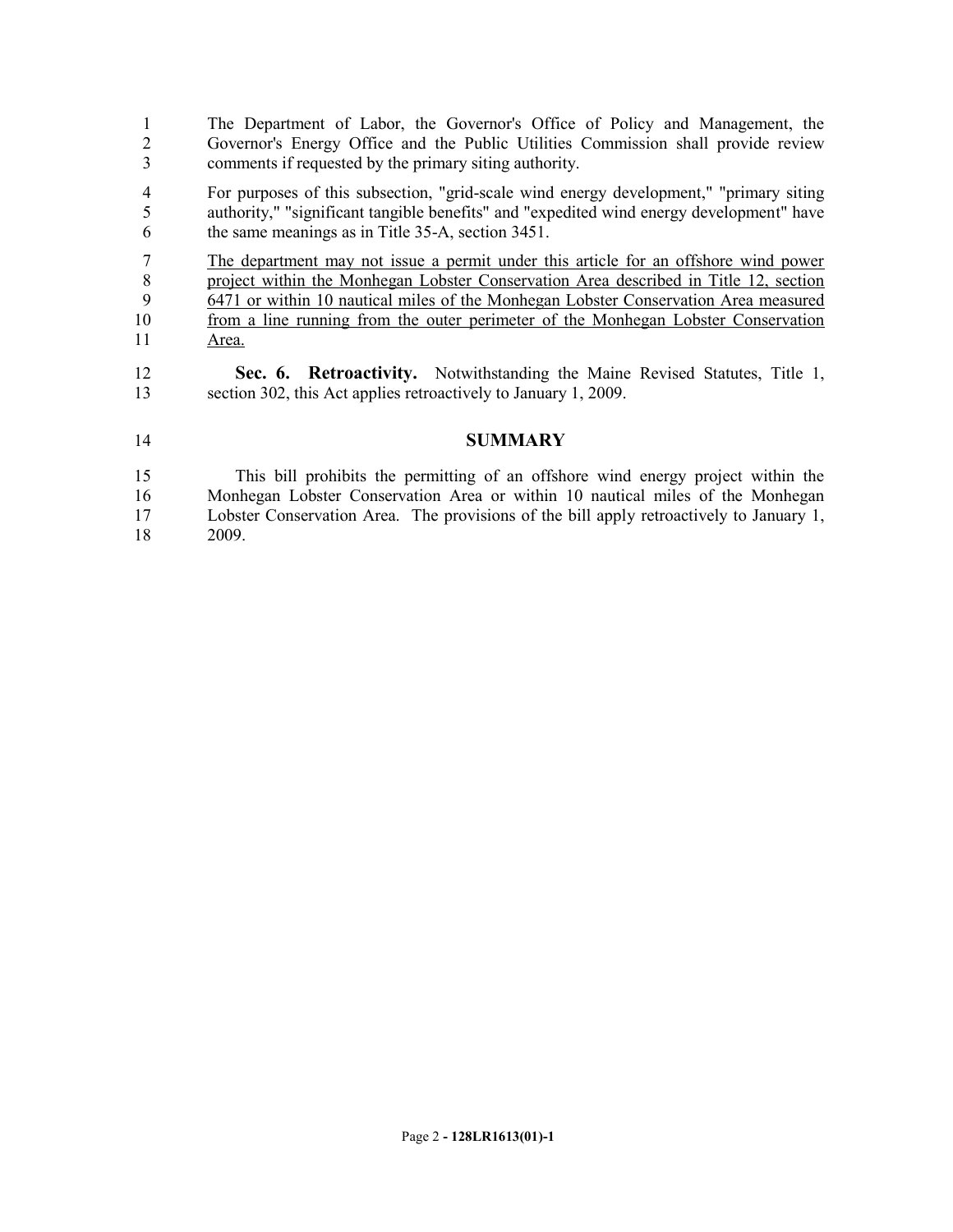The Department of Labor, the Governor's Office of Policy and Management, the Governor's Energy Office and the Public Utilities Commission shall provide review comments if requested by the primary siting authority.

For purposes of this subsection, "grid-scale wind energy development," "primary siting authority," "significant tangible benefits" and "expedited wind energy development" have the same meanings as in Title 35-A, section 3451.

<u>The department may not issue a permit under this article for an offshore wind power project within the Monhegan Lobster Conservation Area described in Title 12, section 6471 or within 10 nautical miles of the Monhegan Lobster Conservation Area measured from a line running from the outer perimeter of the Monhegan Lobster Conservation Area.</u>

**Sec. 6. Retroactivity.** Notwithstanding the Maine Revised Statutes, Title 1, section 302, this Act applies retroactively to January 1, 2009.

## SUMMARY

This bill prohibits the permitting of an offshore wind energy project within the Monhegan Lobster Conservation Area or within 10 nautical miles of the Monhegan Lobster Conservation Area. The provisions of the bill apply retroactively to January 1, 2009.